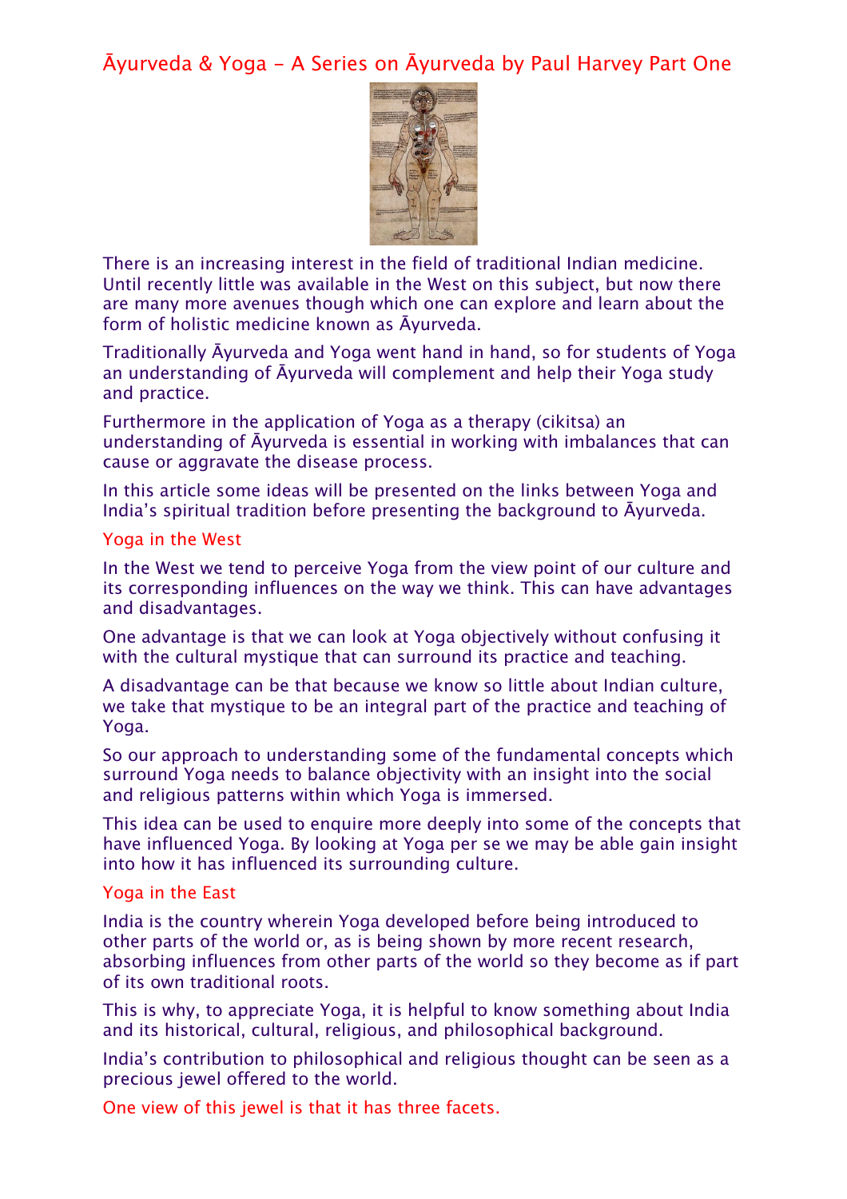# Āyurveda & Yoga - A Series on Āyurveda by Paul Harvey Part One

There is an increasing interest in the field of traditional Indian medicine. Until recently little was available in the West on this subject, but now there are many more avenues though which one can explore and learn about the form of holistic medicine known as Āyurveda.

Traditionally Āyurveda and Yoga went hand in hand, so for students of Yoga an understanding of Āyurveda will complement and help their Yoga study and practice.

Furthermore in the application of Yoga as a therapy (cikitsa) an understanding of Āyurveda is essential in working with imbalances that can cause or aggravate the disease process.

In this article some ideas will be presented on the links between Yoga and India's spiritual tradition before presenting the background to Āyurveda.

## Yoga in the West

In the West we tend to perceive Yoga from the view point of our culture and its corresponding influences on the way we think. This can have advantages and disadvantages.

One advantage is that we can look at Yoga objectively without confusing it with the cultural mystique that can surround its practice and teaching.

A disadvantage can be that because we know so little about Indian culture, we take that mystique to be an integral part of the practice and teaching of Yoga.

So our approach to understanding some of the fundamental concepts which surround Yoga needs to balance objectivity with an insight into the social and religious patterns within which Yoga is immersed.

This idea can be used to enquire more deeply into some of the concepts that have influenced Yoga. By looking at Yoga per se we may be able gain insight into how it has influenced its surrounding culture.

## Yoga in the East

India is the country wherein Yoga developed before being introduced to other parts of the world or, as is being shown by more recent research, absorbing influences from other parts of the world so they become as if part of its own traditional roots.

This is why, to appreciate Yoga, it is helpful to know something about India and its historical, cultural, religious, and philosophical background.

India's contribution to philosophical and religious thought can be seen as a precious jewel offered to the world.

One view of this jewel is that it has three facets.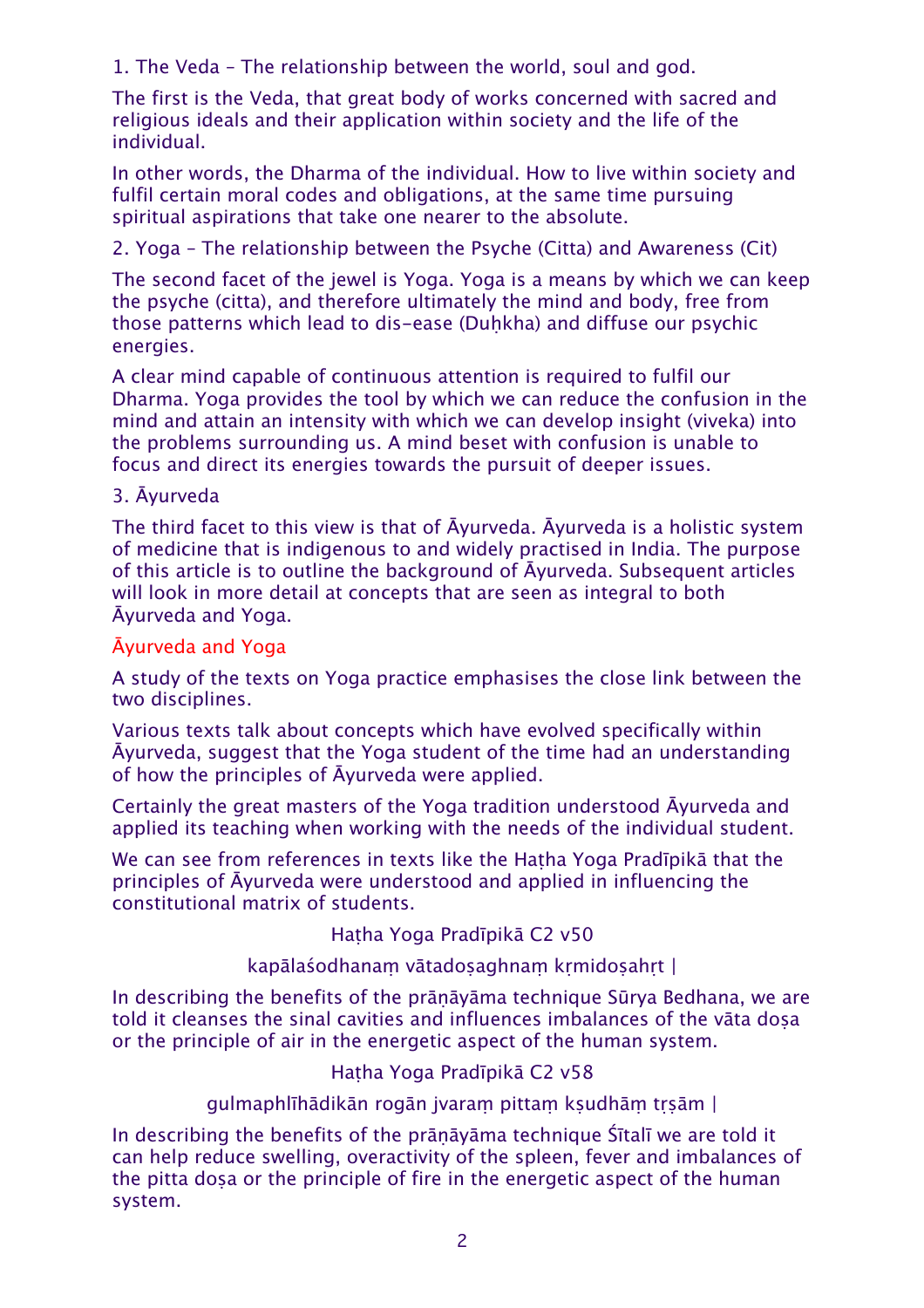1. The Veda – The relationship between the world, soul and god.

The first is the Veda, that great body of works concerned with sacred and religious ideals and their application within society and the life of the individual.

In other words, the Dharma of the individual. How to live within society and fulfil certain moral codes and obligations, at the same time pursuing spiritual aspirations that take one nearer to the absolute.

2. Yoga – The relationship between the Psyche (Citta) and Awareness (Cit)

The second facet of the jewel is Yoga. Yoga is a means by which we can keep the psyche (citta), and therefore ultimately the mind and body, free from those patterns which lead to dis-ease (Duḥkha) and diffuse our psychic energies.

A clear mind capable of continuous attention is required to fulfil our Dharma. Yoga provides the tool by which we can reduce the confusion in the mind and attain an intensity with which we can develop insight (viveka) into the problems surrounding us. A mind beset with confusion is unable to focus and direct its energies towards the pursuit of deeper issues.

3. Āyurveda

The third facet to this view is that of Āyurveda. Āyurveda is a holistic system of medicine that is indigenous to and widely practised in India. The purpose of this article is to outline the background of Āyurveda. Subsequent articles will look in more detail at concepts that are seen as integral to both Āyurveda and Yoga.

## Āyurveda and Yoga

A study of the texts on Yoga practice emphasises the close link between the two disciplines.

Various texts talk about concepts which have evolved specifically within Āyurveda, suggest that the Yoga student of the time had an understanding of how the principles of Āyurveda were applied.

Certainly the great masters of the Yoga tradition understood Āyurveda and applied its teaching when working with the needs of the individual student.

We can see from references in texts like the Haṭha Yoga Pradīpikā that the principles of Āyurveda were understood and applied in influencing the constitutional matrix of students.

Haṭha Yoga Pradīpikā C2 v50

kapālaśodhanaṃ vātadoṣaghnaṃ kṛmidoṣahṛt |

In describing the benefits of the prāṇāyāma technique Sūrya Bedhana, we are told it cleanses the sinal cavities and influences imbalances of the vāta doṣa or the principle of air in the energetic aspect of the human system.

Haṭha Yoga Pradīpikā C2 v58

gulmaphlīhādikān rogān jvaraṃ pittaṃ kṣudhāṃ tṛṣām |

In describing the benefits of the prāṇāyāma technique Śītalī we are told it can help reduce swelling, overactivity of the spleen, fever and imbalances of the pitta doṣa or the principle of fire in the energetic aspect of the human system.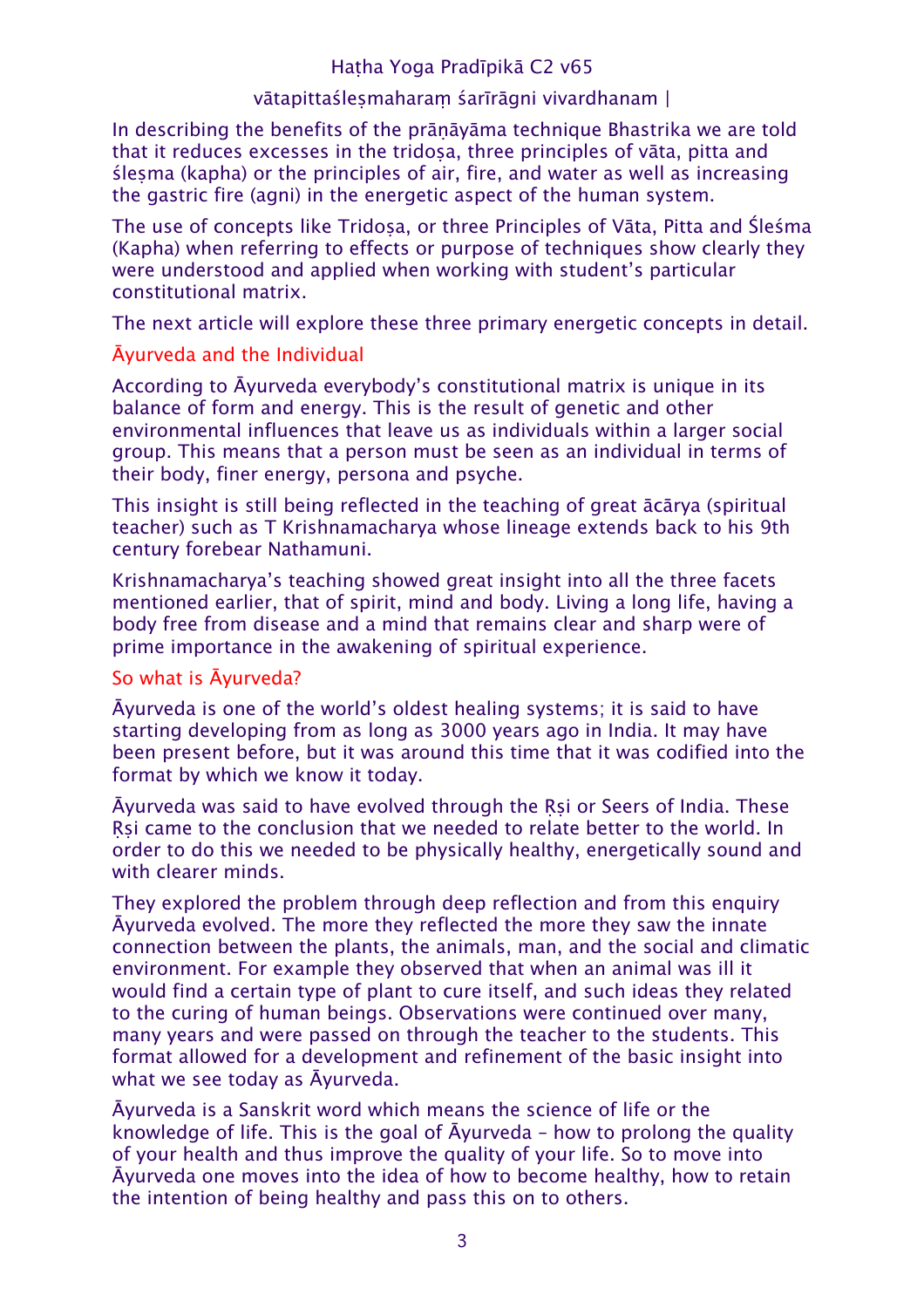Haṭha Yoga Pradīpikā C2 v65

vātapittaśleṣmaharaṃ śarīrāgni vivardhanam |

In describing the benefits of the prāṇāyāma technique Bhastrika we are told that it reduces excesses in the tridoṣa, three principles of vāta, pitta and śleṣma (kapha) or the principles of air, fire, and water as well as increasing the gastric fire (agni) in the energetic aspect of the human system.

The use of concepts like Tridoṣa, or three Principles of Vāta, Pitta and Śleśma (Kapha) when referring to effects or purpose of techniques show clearly they were understood and applied when working with student's particular constitutional matrix.

The next article will explore these three primary energetic concepts in detail.

## Āyurveda and the Individual

According to Āyurveda everybody's constitutional matrix is unique in its balance of form and energy. This is the result of genetic and other environmental influences that leave us as individuals within a larger social group. This means that a person must be seen as an individual in terms of their body, finer energy, persona and psyche.

This insight is still being reflected in the teaching of great ācārya (spiritual teacher) such as T Krishnamacharya whose lineage extends back to his 9th century forebear Nathamuni.

Krishnamacharya's teaching showed great insight into all the three facets mentioned earlier, that of spirit, mind and body. Living a long life, having a body free from disease and a mind that remains clear and sharp were of prime importance in the awakening of spiritual experience.

## So what is Āyurveda?

Āyurveda is one of the world's oldest healing systems; it is said to have starting developing from as long as 3000 years ago in India. It may have been present before, but it was around this time that it was codified into the format by which we know it today.

Āyurveda was said to have evolved through the Ṛṣi or Seers of India. These Ṛṣi came to the conclusion that we needed to relate better to the world. In order to do this we needed to be physically healthy, energetically sound and with clearer minds.

They explored the problem through deep reflection and from this enquiry Āyurveda evolved. The more they reflected the more they saw the innate connection between the plants, the animals, man, and the social and climatic environment. For example they observed that when an animal was ill it would find a certain type of plant to cure itself, and such ideas they related to the curing of human beings. Observations were continued over many, many years and were passed on through the teacher to the students. This format allowed for a development and refinement of the basic insight into what we see today as Āyurveda.

Āyurveda is a Sanskrit word which means the science of life or the knowledge of life. This is the goal of Āyurveda – how to prolong the quality of your health and thus improve the quality of your life. So to move into Āyurveda one moves into the idea of how to become healthy, how to retain the intention of being healthy and pass this on to others.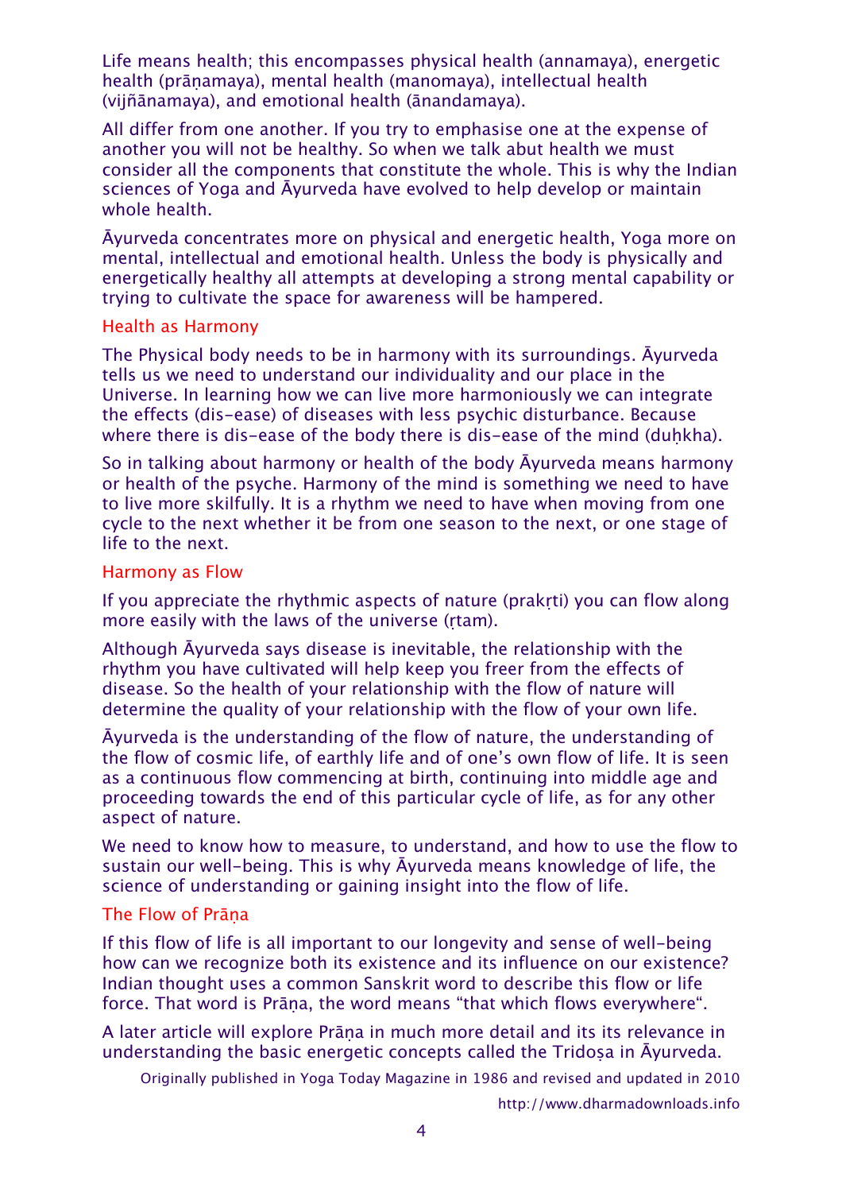Life means health; this encompasses physical health (annamaya), energetic health (prāṇamaya), mental health (manomaya), intellectual health (vijñānamaya), and emotional health (ānandamaya).

All differ from one another. If you try to emphasise one at the expense of another you will not be healthy. So when we talk abut health we must consider all the components that constitute the whole. This is why the Indian sciences of Yoga and Āyurveda have evolved to help develop or maintain whole health.

Āyurveda concentrates more on physical and energetic health, Yoga more on mental, intellectual and emotional health. Unless the body is physically and energetically healthy all attempts at developing a strong mental capability or trying to cultivate the space for awareness will be hampered.

## Health as Harmony

The Physical body needs to be in harmony with its surroundings. Āyurveda tells us we need to understand our individuality and our place in the Universe. In learning how we can live more harmoniously we can integrate the effects (dis-ease) of diseases with less psychic disturbance. Because where there is dis-ease of the body there is dis-ease of the mind (duḥkha).

So in talking about harmony or health of the body Āyurveda means harmony or health of the psyche. Harmony of the mind is something we need to have to live more skilfully. It is a rhythm we need to have when moving from one cycle to the next whether it be from one season to the next, or one stage of life to the next.

## Harmony as Flow

If you appreciate the rhythmic aspects of nature (prakṛti) you can flow along more easily with the laws of the universe (ṛtam).

Although Āyurveda says disease is inevitable, the relationship with the rhythm you have cultivated will help keep you freer from the effects of disease. So the health of your relationship with the flow of nature will determine the quality of your relationship with the flow of your own life.

Āyurveda is the understanding of the flow of nature, the understanding of the flow of cosmic life, of earthly life and of one's own flow of life. It is seen as a continuous flow commencing at birth, continuing into middle age and proceeding towards the end of this particular cycle of life, as for any other aspect of nature.

We need to know how to measure, to understand, and how to use the flow to sustain our well-being. This is why Āyurveda means knowledge of life, the science of understanding or gaining insight into the flow of life.

## The Flow of Prāṇa

If this flow of life is all important to our longevity and sense of well-being how can we recognize both its existence and its influence on our existence? Indian thought uses a common Sanskrit word to describe this flow or life force. That word is Prāṇa, the word means "that which flows everywhere".

A later article will explore Prāṇa in much more detail and its its relevance in understanding the basic energetic concepts called the Tridoṣa in Āyurveda.

Originally published in Yoga Today Magazine in 1986 and revised and updated in 2010

http://www.dharmadownloads.info